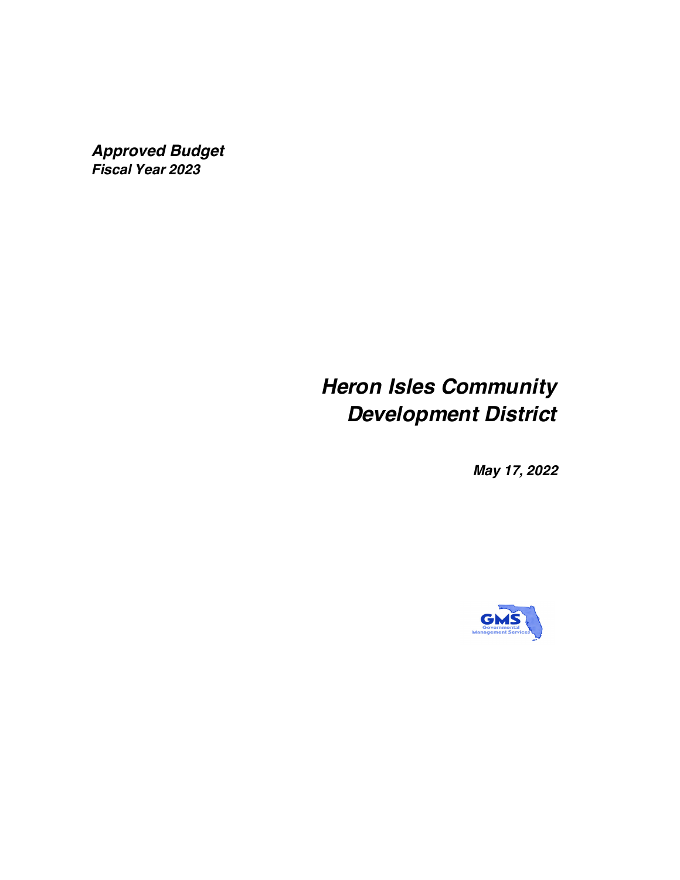***Approved Budget***
***Fiscal Year 2023***

# *Heron Isles Community Development District*

***May 17, 2022***

GMS
Governmental Management Services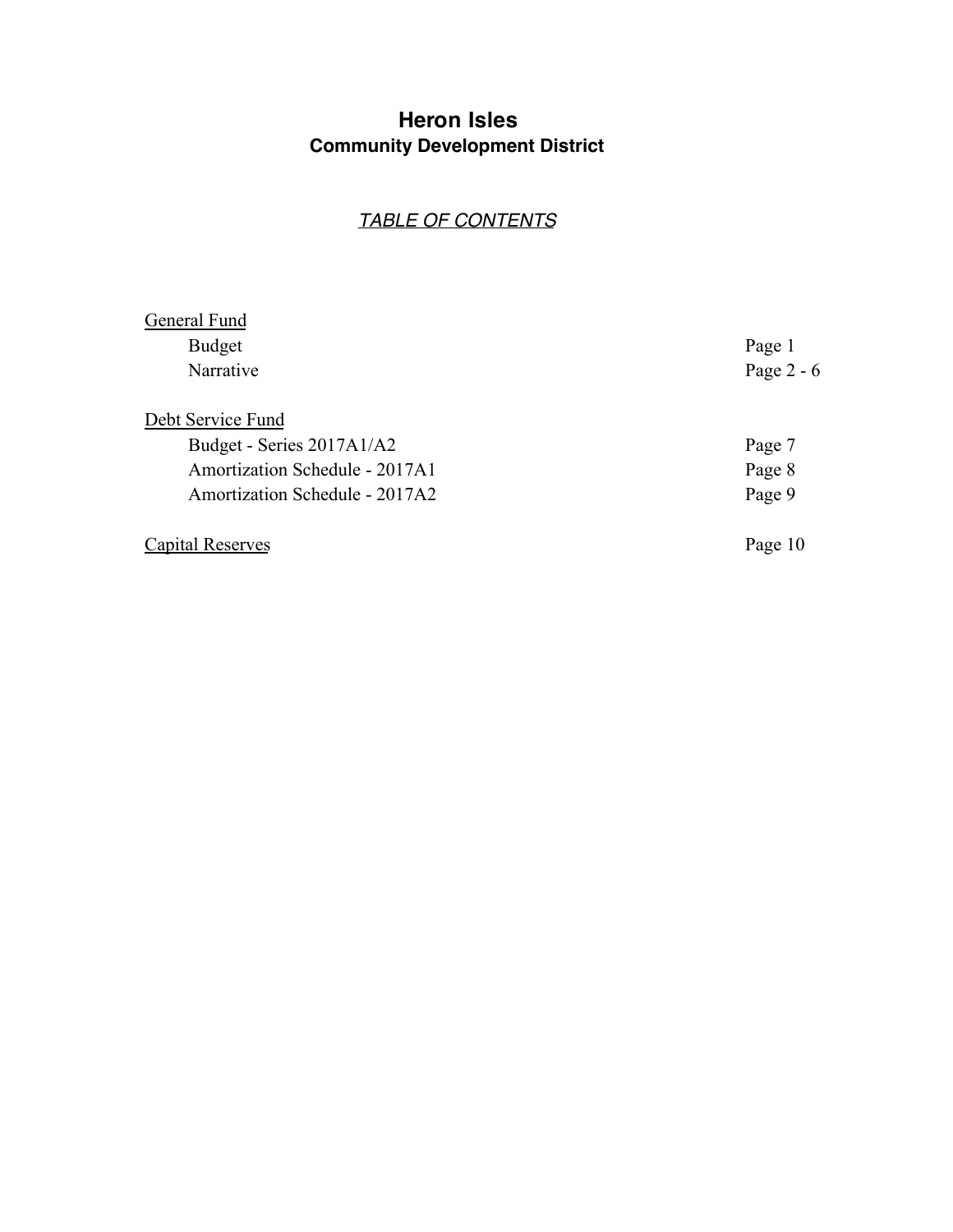# Heron Isles
## Community Development District

*TABLE OF CONTENTS*

| | |
|---|---|
| General Fund | |
| Budget | Page 1 |
| Narrative | Page 2 - 6 |
| | |
| Debt Service Fund | |
| Budget - Series 2017A1/A2 | Page 7 |
| Amortization Schedule - 2017A1 | Page 8 |
| Amortization Schedule - 2017A2 | Page 9 |
| | |
| Capital Reserves | Page 10 |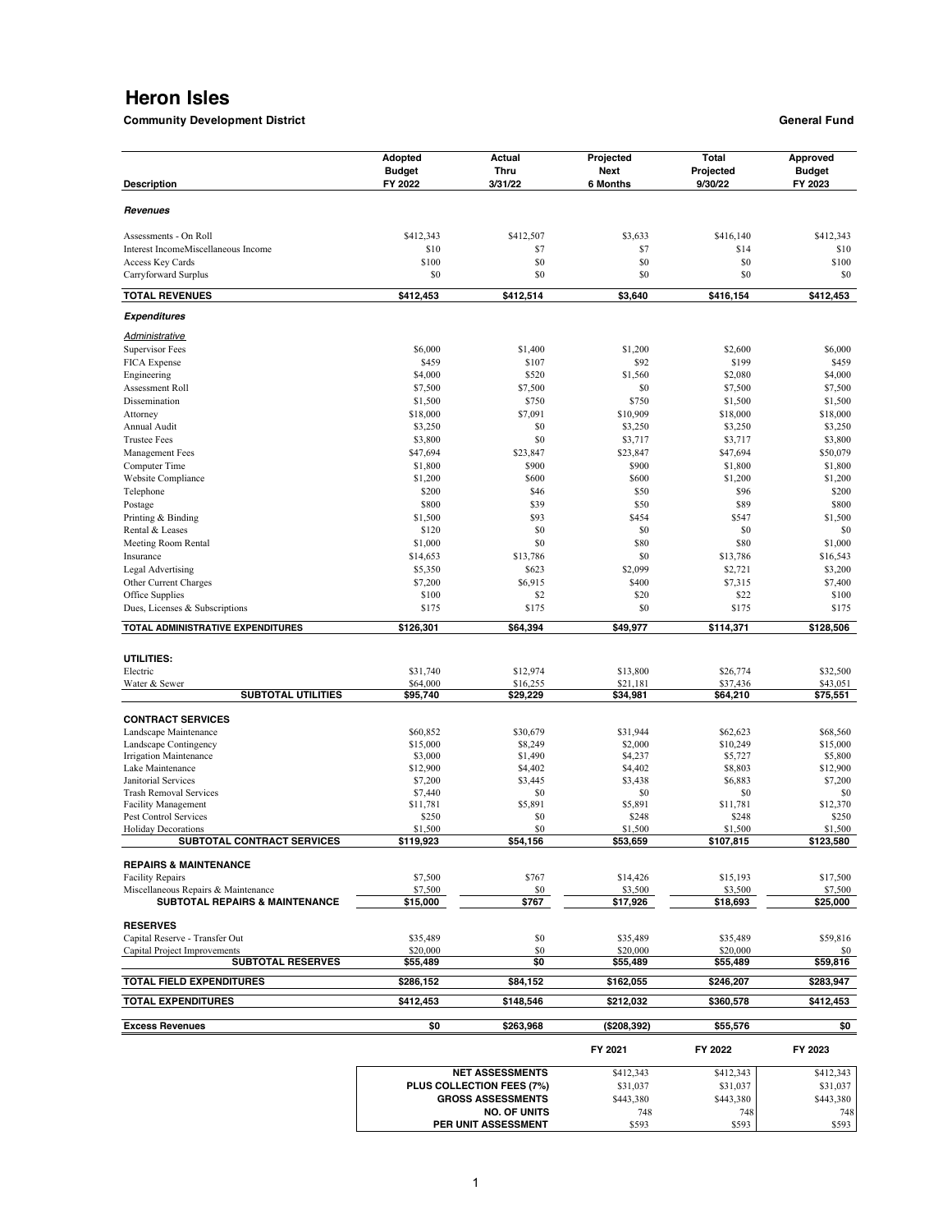# Heron Isles

**Community Development District** **General Fund**

| Description | Adopted Budget FY 2022 | Actual Thru 3/31/22 | Projected Next 6 Months | Total Projected 9/30/22 | Approved Budget FY 2023 |
|---|---|---|---|---|---|
| ***Revenues*** | | | | | |
| Assessments - On Roll | $412,343 | $412,507 | $3,633 | $416,140 | $412,343 |
| Interest IncomeMiscellaneous Income | $10 | $7 | $7 | $14 | $10 |
| Access Key Cards | $100 | $0 | $0 | $0 | $100 |
| Carryforward Surplus | $0 | $0 | $0 | $0 | $0 |
| **TOTAL REVENUES** | **$412,453** | **$412,514** | **$3,640** | **$416,154** | **$412,453** |
| ***Expenditures*** | | | | | |
| *Administrative* | | | | | |
| Supervisor Fees | $6,000 | $1,400 | $1,200 | $2,600 | $6,000 |
| FICA Expense | $459 | $107 | $92 | $199 | $459 |
| Engineering | $4,000 | $520 | $1,560 | $2,080 | $4,000 |
| Assessment Roll | $7,500 | $7,500 | $0 | $7,500 | $7,500 |
| Dissemination | $1,500 | $750 | $750 | $1,500 | $1,500 |
| Attorney | $18,000 | $7,091 | $10,909 | $18,000 | $18,000 |
| Annual Audit | $3,250 | $0 | $3,250 | $3,250 | $3,250 |
| Trustee Fees | $3,800 | $0 | $3,717 | $3,717 | $3,800 |
| Management Fees | $47,694 | $23,847 | $23,847 | $47,694 | $50,079 |
| Computer Time | $1,800 | $900 | $900 | $1,800 | $1,800 |
| Website Compliance | $1,200 | $600 | $600 | $1,200 | $1,200 |
| Telephone | $200 | $46 | $50 | $96 | $200 |
| Postage | $800 | $39 | $50 | $89 | $800 |
| Printing & Binding | $1,500 | $93 | $454 | $547 | $1,500 |
| Rental & Leases | $120 | $0 | $0 | $0 | $0 |
| Meeting Room Rental | $1,000 | $0 | $80 | $80 | $1,000 |
| Insurance | $14,653 | $13,786 | $0 | $13,786 | $16,543 |
| Legal Advertising | $5,350 | $623 | $2,099 | $2,721 | $3,200 |
| Other Current Charges | $7,200 | $6,915 | $400 | $7,315 | $7,400 |
| Office Supplies | $100 | $2 | $20 | $22 | $100 |
| Dues, Licenses & Subscriptions | $175 | $175 | $0 | $175 | $175 |
| **TOTAL ADMINISTRATIVE EXPENDITURES** | **$126,301** | **$64,394** | **$49,977** | **$114,371** | **$128,506** |
| **UTILITIES:** | | | | | |
| Electric | $31,740 | $12,974 | $13,800 | $26,774 | $32,500 |
| Water & Sewer | $64,000 | $16,255 | $21,181 | $37,436 | $43,051 |
| **SUBTOTAL UTILITIES** | **$95,740** | **$29,229** | **$34,981** | **$64,210** | **$75,551** |
| **CONTRACT SERVICES** | | | | | |
| Landscape Maintenance | $60,852 | $30,679 | $31,944 | $62,623 | $68,560 |
| Landscape Contingency | $15,000 | $8,249 | $2,000 | $10,249 | $15,000 |
| Irrigation Maintenance | $3,000 | $1,490 | $4,237 | $5,727 | $5,800 |
| Lake Maintenance | $12,900 | $4,402 | $4,402 | $8,803 | $12,900 |
| Janitorial Services | $7,200 | $3,445 | $3,438 | $6,883 | $7,200 |
| Trash Removal Services | $7,440 | $0 | $0 | $0 | $0 |
| Facility Management | $11,781 | $5,891 | $5,891 | $11,781 | $12,370 |
| Pest Control Services | $250 | $0 | $248 | $248 | $250 |
| Holiday Decorations | $1,500 | $0 | $1,500 | $1,500 | $1,500 |
| **SUBTOTAL CONTRACT SERVICES** | **$119,923** | **$54,156** | **$53,659** | **$107,815** | **$123,580** |
| **REPAIRS & MAINTENANCE** | | | | | |
| Facility Repairs | $7,500 | $767 | $14,426 | $15,193 | $17,500 |
| Miscellaneous Repairs & Maintenance | $7,500 | $0 | $3,500 | $3,500 | $7,500 |
| **SUBTOTAL REPAIRS & MAINTENANCE** | **$15,000** | **$767** | **$17,926** | **$18,693** | **$25,000** |
| **RESERVES** | | | | | |
| Capital Reserve - Transfer Out | $35,489 | $0 | $35,489 | $35,489 | $59,816 |
| Capital Project Improvements | $20,000 | $0 | $20,000 | $20,000 | $0 |
| **SUBTOTAL RESERVES** | **$55,489** | **$0** | **$55,489** | **$55,489** | **$59,816** |
| **TOTAL FIELD EXPENDITURES** | **$286,152** | **$84,152** | **$162,055** | **$246,207** | **$283,947** |
| **TOTAL EXPENDITURES** | **$412,453** | **$148,546** | **$212,032** | **$360,578** | **$412,453** |
| **Excess Revenues** | **$0** | **$263,968** | **($208,392)** | **$55,576** | **$0** |

| | FY 2021 | FY 2022 | FY 2023 |
|---|---|---|---|
| **NET ASSESSMENTS** | $412,343 | $412,343 | $412,343 |
| **PLUS COLLECTION FEES (7%)** | $31,037 | $31,037 | $31,037 |
| **GROSS ASSESSMENTS** | $443,380 | $443,380 | $443,380 |
| **NO. OF UNITS** | 748 | 748 | 748 |
| **PER UNIT ASSESSMENT** | $593 | $593 | $593 |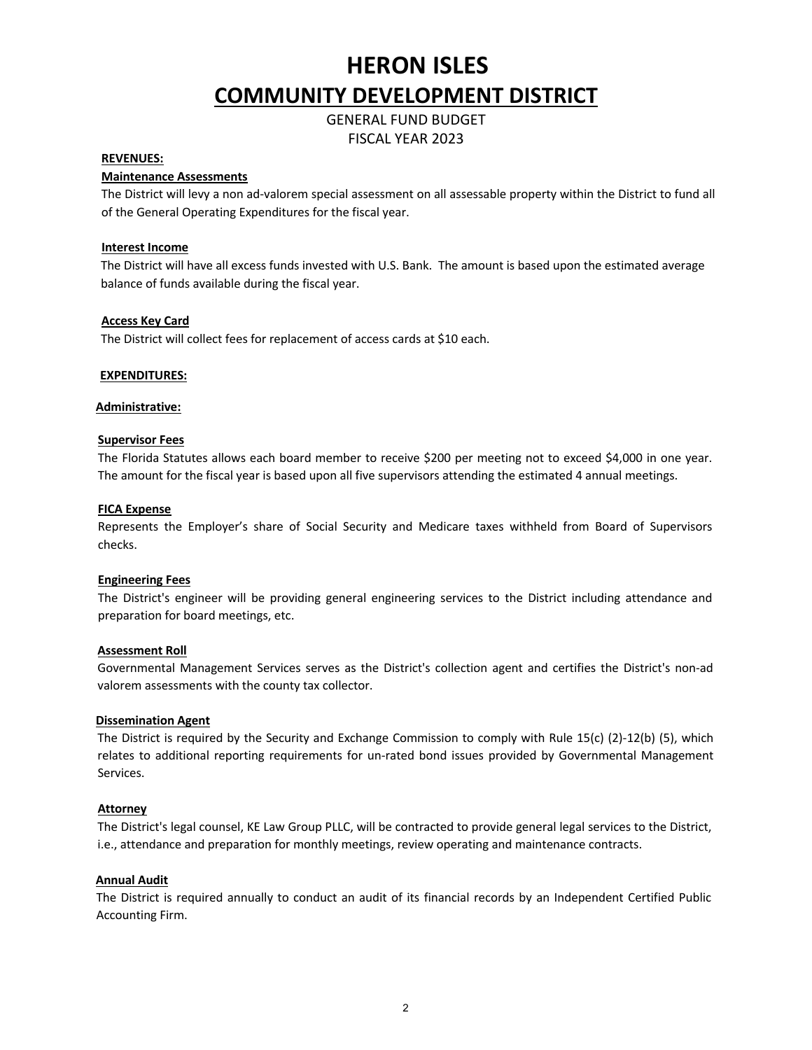# HERON ISLES

## COMMUNITY DEVELOPMENT DISTRICT

GENERAL FUND BUDGET
FISCAL YEAR 2023

**REVENUES:**

**Maintenance Assessments**

The District will levy a non ad-valorem special assessment on all assessable property within the District to fund all of the General Operating Expenditures for the fiscal year.

**Interest Income**

The District will have all excess funds invested with U.S. Bank. The amount is based upon the estimated average balance of funds available during the fiscal year.

**Access Key Card**

The District will collect fees for replacement of access cards at $10 each.

**EXPENDITURES:**

**Administrative:**

**Supervisor Fees**

The Florida Statutes allows each board member to receive $200 per meeting not to exceed $4,000 in one year. The amount for the fiscal year is based upon all five supervisors attending the estimated 4 annual meetings.

**FICA Expense**

Represents the Employer's share of Social Security and Medicare taxes withheld from Board of Supervisors checks.

**Engineering Fees**

The District's engineer will be providing general engineering services to the District including attendance and preparation for board meetings, etc.

**Assessment Roll**

Governmental Management Services serves as the District's collection agent and certifies the District's non-ad valorem assessments with the county tax collector.

**Dissemination Agent**

The District is required by the Security and Exchange Commission to comply with Rule 15(c) (2)-12(b) (5), which relates to additional reporting requirements for un-rated bond issues provided by Governmental Management Services.

**Attorney**

The District's legal counsel, KE Law Group PLLC, will be contracted to provide general legal services to the District, i.e., attendance and preparation for monthly meetings, review operating and maintenance contracts.

**Annual Audit**

The District is required annually to conduct an audit of its financial records by an Independent Certified Public Accounting Firm.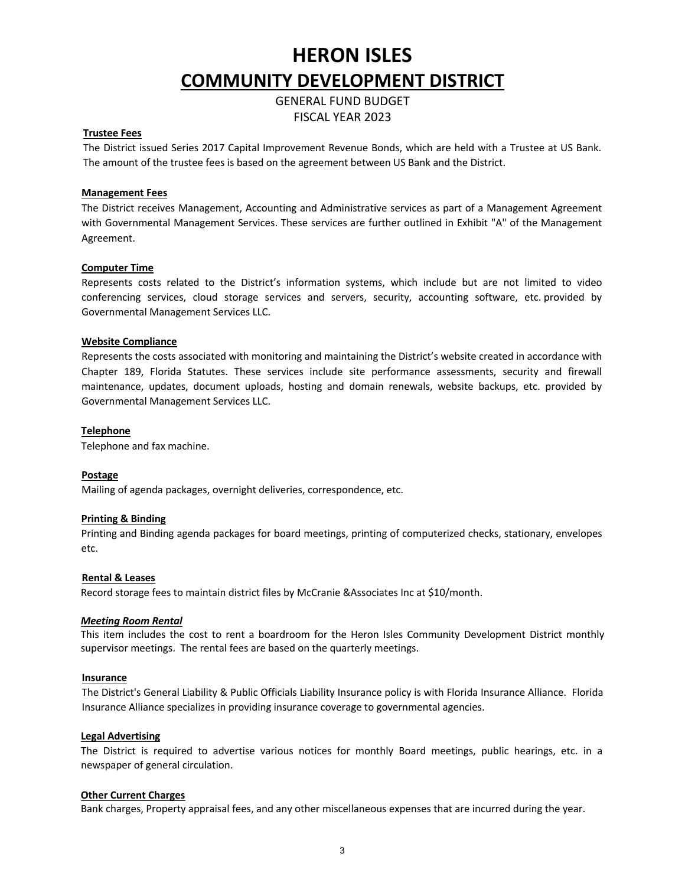# HERON ISLES

## COMMUNITY DEVELOPMENT DISTRICT

GENERAL FUND BUDGET

FISCAL YEAR 2023

**Trustee Fees**

The District issued Series 2017 Capital Improvement Revenue Bonds, which are held with a Trustee at US Bank. The amount of the trustee fees is based on the agreement between US Bank and the District.

**Management Fees**

The District receives Management, Accounting and Administrative services as part of a Management Agreement with Governmental Management Services. These services are further outlined in Exhibit "A" of the Management Agreement.

**Computer Time**

Represents costs related to the District's information systems, which include but are not limited to video conferencing services, cloud storage services and servers, security, accounting software, etc. provided by Governmental Management Services LLC.

**Website Compliance**

Represents the costs associated with monitoring and maintaining the District's website created in accordance with Chapter 189, Florida Statutes. These services include site performance assessments, security and firewall maintenance, updates, document uploads, hosting and domain renewals, website backups, etc. provided by Governmental Management Services LLC.

**Telephone**

Telephone and fax machine.

**Postage**

Mailing of agenda packages, overnight deliveries, correspondence, etc.

**Printing & Binding**

Printing and Binding agenda packages for board meetings, printing of computerized checks, stationary, envelopes etc.

**Rental & Leases**

Record storage fees to maintain district files by McCranie &Associates Inc at $10/month.

***Meeting Room Rental***

This item includes the cost to rent a boardroom for the Heron Isles Community Development District monthly supervisor meetings. The rental fees are based on the quarterly meetings.

**Insurance**

The District's General Liability & Public Officials Liability Insurance policy is with Florida Insurance Alliance. Florida Insurance Alliance specializes in providing insurance coverage to governmental agencies.

**Legal Advertising**

The District is required to advertise various notices for monthly Board meetings, public hearings, etc. in a newspaper of general circulation.

**Other Current Charges**

Bank charges, Property appraisal fees, and any other miscellaneous expenses that are incurred during the year.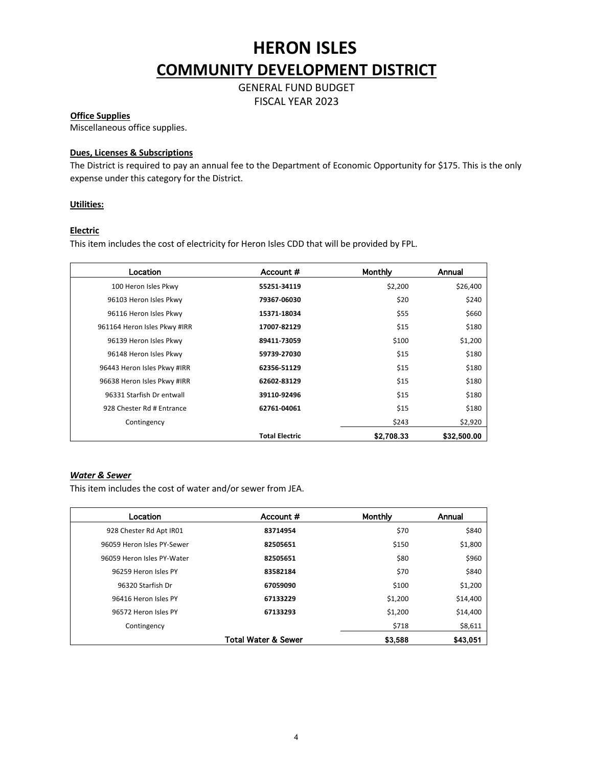# HERON ISLES

## COMMUNITY DEVELOPMENT DISTRICT

GENERAL FUND BUDGET
FISCAL YEAR 2023

**Office Supplies**
Miscellaneous office supplies.

**Dues, Licenses & Subscriptions**
The District is required to pay an annual fee to the Department of Economic Opportunity for $175. This is the only expense under this category for the District.

**Utilities:**

**Electric**
This item includes the cost of electricity for Heron Isles CDD that will be provided by FPL.

| Location | Account # | Monthly | Annual |
|---|---|---|---|
| 100 Heron Isles Pkwy | **55251-34119** | $2,200 | $26,400 |
| 96103 Heron Isles Pkwy | **79367-06030** | $20 | $240 |
| 96116 Heron Isles Pkwy | **15371-18034** | $55 | $660 |
| 961164 Heron Isles Pkwy #IRR | **17007-82129** | $15 | $180 |
| 96139 Heron Isles Pkwy | **89411-73059** | $100 | $1,200 |
| 96148 Heron Isles Pkwy | **59739-27030** | $15 | $180 |
| 96443 Heron Isles Pkwy #IRR | **62356-51129** | $15 | $180 |
| 96638 Heron Isles Pkwy #IRR | **62602-83129** | $15 | $180 |
| 96331 Starfish Dr entwall | **39110-92496** | $15 | $180 |
| 928 Chester Rd # Entrance | **62761-04061** | $15 | $180 |
| Contingency | | $243 | $2,920 |
| | **Total Electric** | **$2,708.33** | **$32,500.00** |

***Water & Sewer***
This item includes the cost of water and/or sewer from JEA.

| Location | Account # | Monthly | Annual |
|---|---|---|---|
| 928 Chester Rd Apt IR01 | **83714954** | $70 | $840 |
| 96059 Heron Isles PY-Sewer | **82505651** | $150 | $1,800 |
| 96059 Heron Isles PY-Water | **82505651** | $80 | $960 |
| 96259 Heron Isles PY | **83582184** | $70 | $840 |
| 96320 Starfish Dr | **67059090** | $100 | $1,200 |
| 96416 Heron Isles PY | **67133229** | $1,200 | $14,400 |
| 96572 Heron Isles PY | **67133293** | $1,200 | $14,400 |
| Contingency | | $718 | $8,611 |
| | **Total Water & Sewer** | **$3,588** | **$43,051** |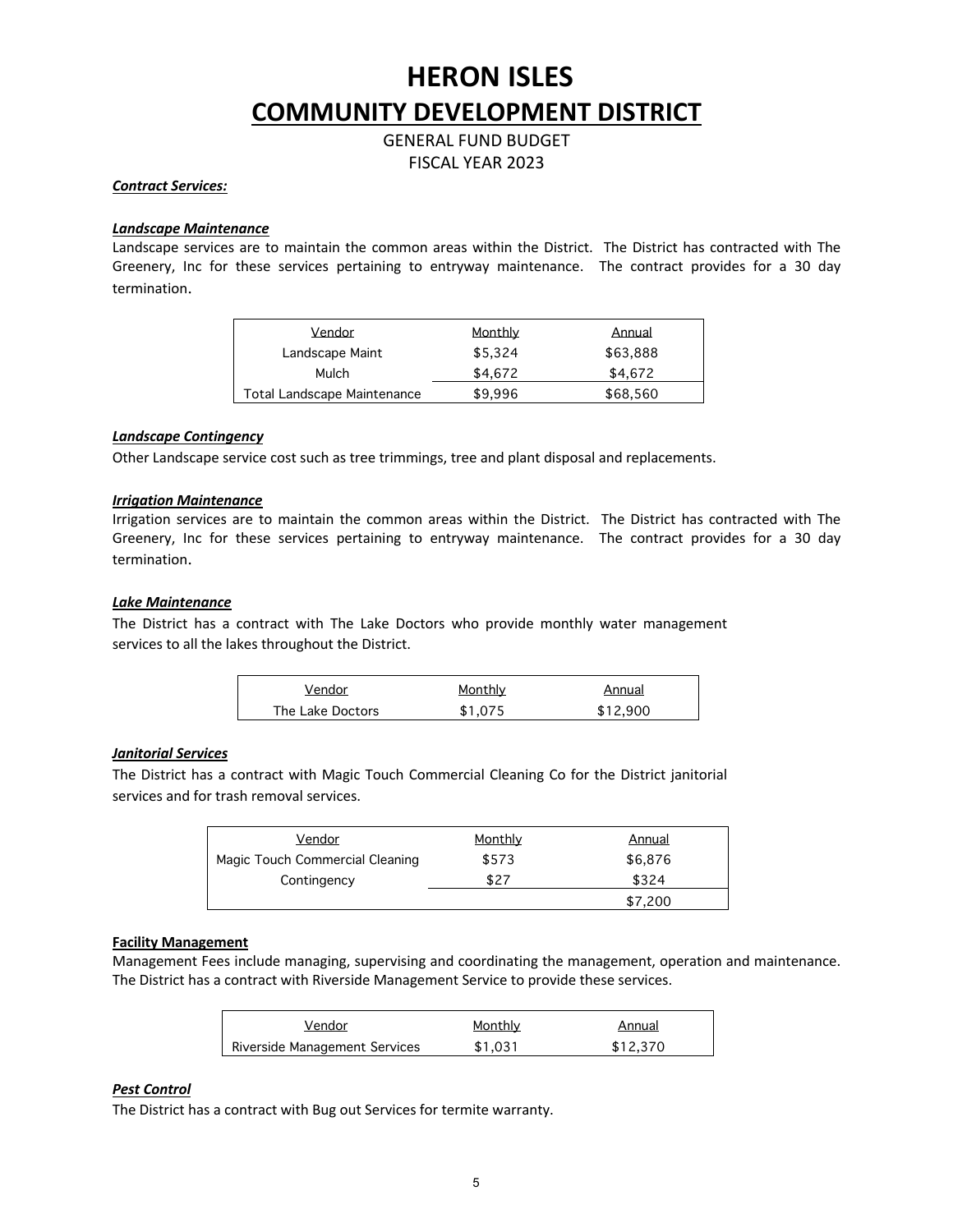# HERON ISLES

# COMMUNITY DEVELOPMENT DISTRICT

GENERAL FUND BUDGET

FISCAL YEAR 2023

***Contract Services:***

***Landscape Maintenance***

Landscape services are to maintain the common areas within the District. The District has contracted with The Greenery, Inc for these services pertaining to entryway maintenance. The contract provides for a 30 day termination.

| Vendor | Monthly | Annual |
|---|---|---|
| Landscape Maint | $5,324 | $63,888 |
| Mulch | $4,672 | $4,672 |
| Total Landscape Maintenance | $9,996 | $68,560 |

***Landscape Contingency***

Other Landscape service cost such as tree trimmings, tree and plant disposal and replacements.

***Irrigation Maintenance***

Irrigation services are to maintain the common areas within the District. The District has contracted with The Greenery, Inc for these services pertaining to entryway maintenance. The contract provides for a 30 day termination.

***Lake Maintenance***

The District has a contract with The Lake Doctors who provide monthly water management services to all the lakes throughout the District.

| Vendor | Monthly | Annual |
|---|---|---|
| The Lake Doctors | $1,075 | $12,900 |

***Janitorial Services***

The District has a contract with Magic Touch Commercial Cleaning Co for the District janitorial services and for trash removal services.

| Vendor | Monthly | Annual |
|---|---|---|
| Magic Touch Commercial Cleaning | $573 | $6,876 |
| Contingency | $27 | $324 |
| | | $7,200 |

**Facility Management**

Management Fees include managing, supervising and coordinating the management, operation and maintenance. The District has a contract with Riverside Management Service to provide these services.

| Vendor | Monthly | Annual |
|---|---|---|
| Riverside Management Services | $1,031 | $12,370 |

***Pest Control***

The District has a contract with Bug out Services for termite warranty.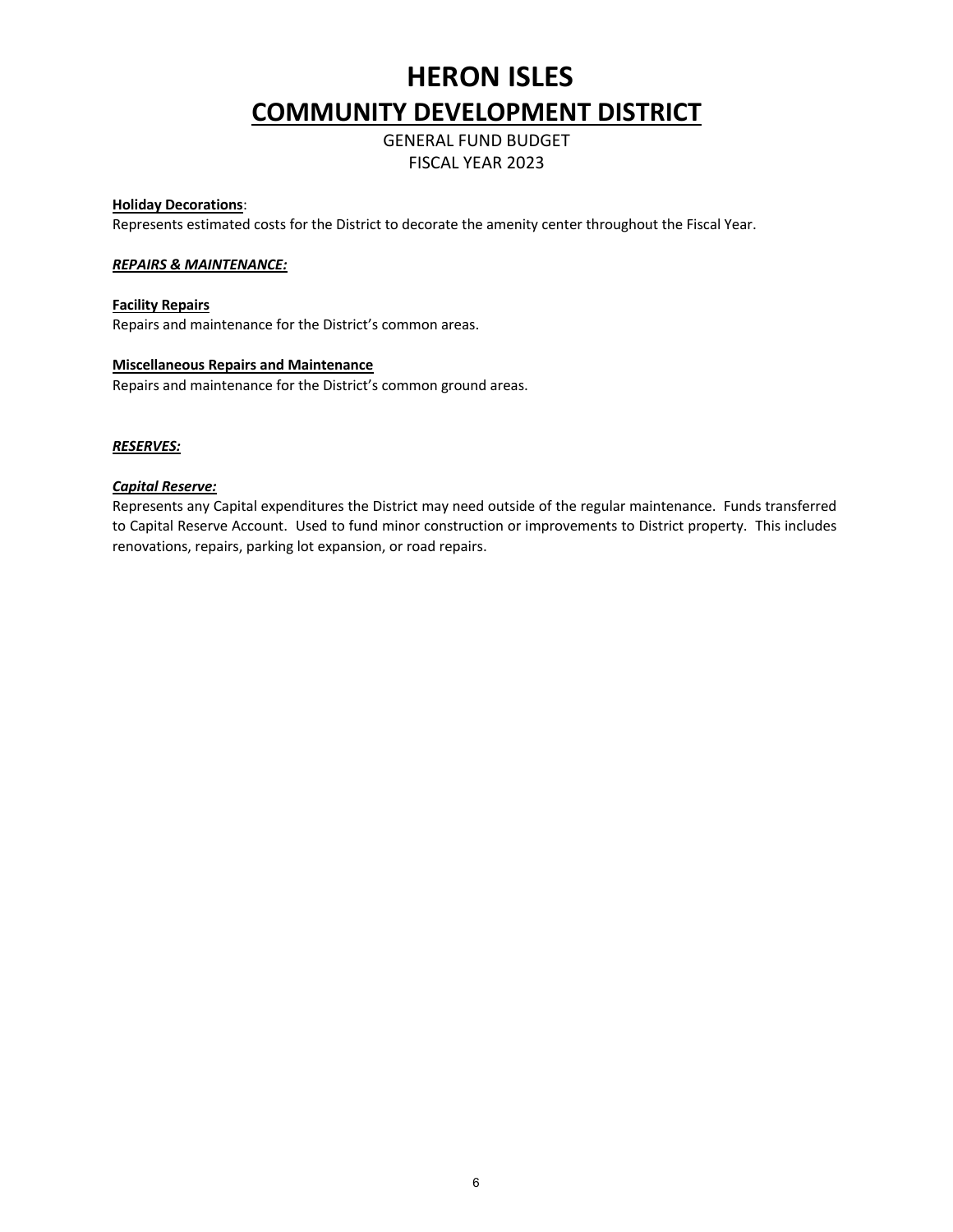# HERON ISLES

## COMMUNITY DEVELOPMENT DISTRICT

GENERAL FUND BUDGET

FISCAL YEAR 2023

**Holiday Decorations**:
Represents estimated costs for the District to decorate the amenity center throughout the Fiscal Year.

***REPAIRS & MAINTENANCE:***

**Facility Repairs**
Repairs and maintenance for the District's common areas.

**Miscellaneous Repairs and Maintenance**
Repairs and maintenance for the District's common ground areas.

***RESERVES:***

***Capital Reserve:***
Represents any Capital expenditures the District may need outside of the regular maintenance. Funds transferred to Capital Reserve Account. Used to fund minor construction or improvements to District property. This includes renovations, repairs, parking lot expansion, or road repairs.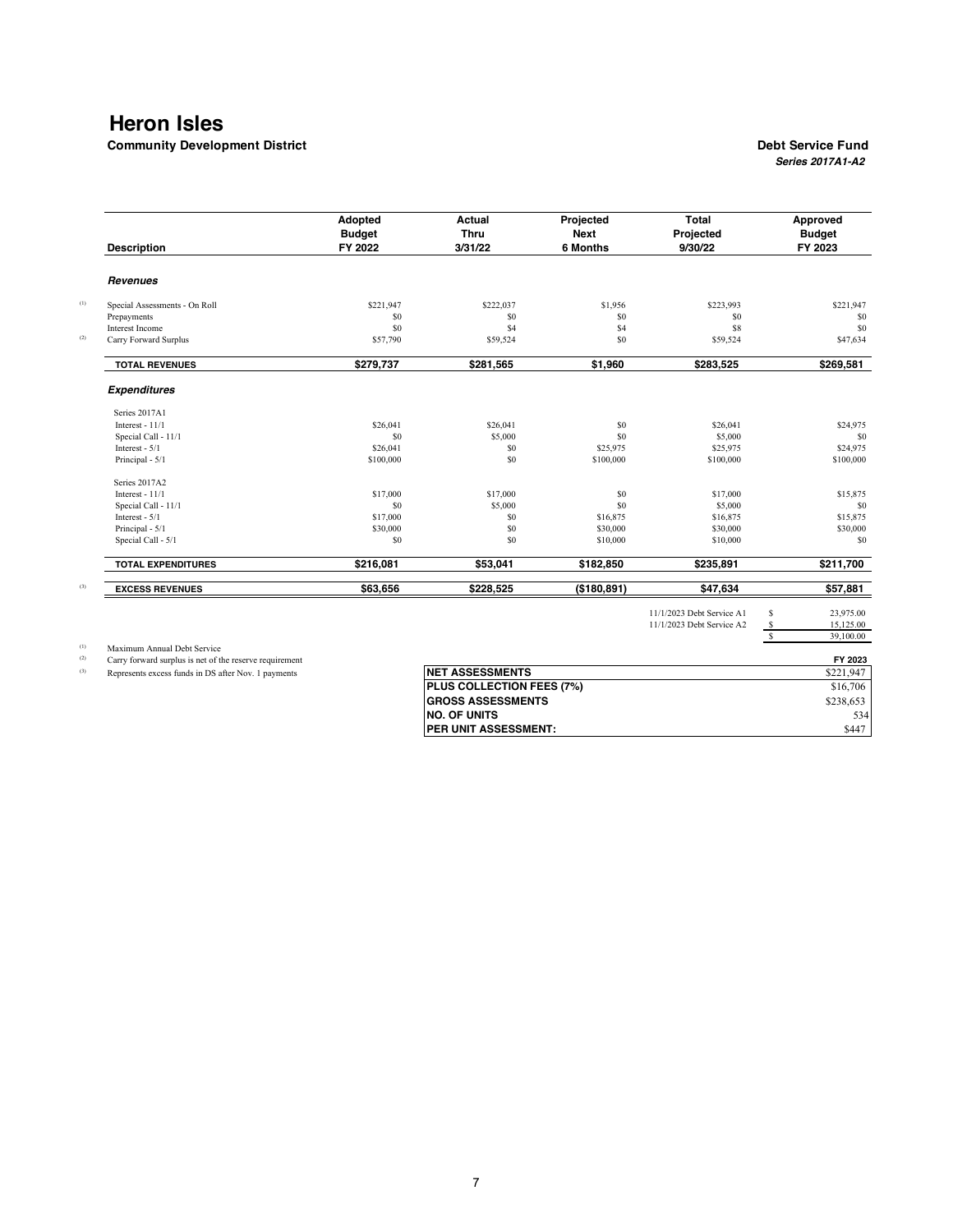# Heron Isles

**Community Development District**

**Debt Service Fund**
***Series 2017A1-A2***

| Description | Adopted Budget FY 2022 | Actual Thru 3/31/22 | Projected Next 6 Months | Total Projected 9/30/22 | Approved Budget FY 2023 |
|---|---|---|---|---|---|
| ***Revenues*** | | | | | |
| Special Assessments - On Roll (1) | $221,947 | $222,037 | $1,956 | $223,993 | $221,947 |
| Prepayments | $0 | $0 | $0 | $0 | $0 |
| Interest Income | $0 | $4 | $4 | $8 | $0 |
| Carry Forward Surplus (2) | $57,790 | $59,524 | $0 | $59,524 | $47,634 |
| **TOTAL REVENUES** | **$279,737** | **$281,565** | **$1,960** | **$283,525** | **$269,581** |
| ***Expenditures*** | | | | | |
| Series 2017A1 | | | | | |
| Interest - 11/1 | $26,041 | $26,041 | $0 | $26,041 | $24,975 |
| Special Call - 11/1 | $0 | $5,000 | $0 | $5,000 | $0 |
| Interest - 5/1 | $26,041 | $0 | $25,975 | $25,975 | $24,975 |
| Principal - 5/1 | $100,000 | $0 | $100,000 | $100,000 | $100,000 |
| Series 2017A2 | | | | | |
| Interest - 11/1 | $17,000 | $17,000 | $0 | $17,000 | $15,875 |
| Special Call - 11/1 | $0 | $5,000 | $0 | $5,000 | $0 |
| Interest - 5/1 | $17,000 | $0 | $16,875 | $16,875 | $15,875 |
| Principal - 5/1 | $30,000 | $0 | $30,000 | $30,000 | $30,000 |
| Special Call - 5/1 | $0 | $0 | $10,000 | $10,000 | $0 |
| **TOTAL EXPENDITURES** | **$216,081** | **$53,041** | **$182,850** | **$235,891** | **$211,700** |
| **EXCESS REVENUES** (3) | **$63,656** | **$228,525** | **($180,891)** | **$47,634** | **$57,881** |

| | |
|---|---|
| 11/1/2023 Debt Service A1 | $ 23,975.00 |
| 11/1/2023 Debt Service A2 | $ 15,125.00 |
| | $ 39,100.00 |

(1) Maximum Annual Debt Service
(2) Carry forward surplus is net of the reserve requirement
(3) Represents excess funds in DS after Nov. 1 payments

| | FY 2023 |
|---|---|
| **NET ASSESSMENTS** | $221,947 |
| **PLUS COLLECTION FEES (7%)** | $16,706 |
| **GROSS ASSESSMENTS** | $238,653 |
| **NO. OF UNITS** | 534 |
| **PER UNIT ASSESSMENT:** | $447 |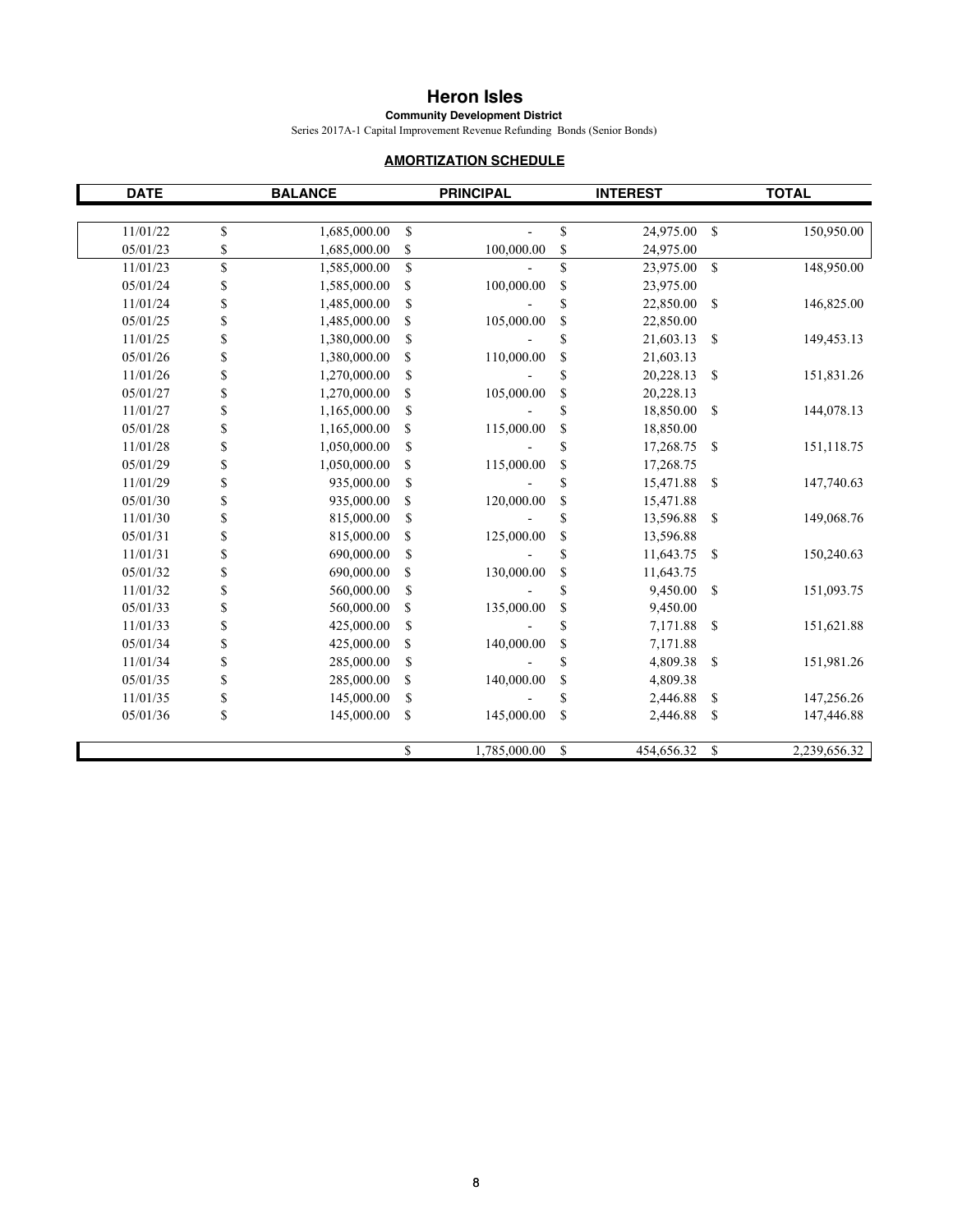# Heron Isles

**Community Development District**

Series 2017A-1 Capital Improvement Revenue Refunding Bonds (Senior Bonds)

**AMORTIZATION SCHEDULE**

| DATE | BALANCE | PRINCIPAL | INTEREST | TOTAL |
|---|---|---|---|---|
| 11/01/22 | $ 1,685,000.00 | $ - | $ 24,975.00 | $ 150,950.00 |
| 05/01/23 | $ 1,685,000.00 | $ 100,000.00 | $ 24,975.00 | |
| 11/01/23 | $ 1,585,000.00 | $ - | $ 23,975.00 | $ 148,950.00 |
| 05/01/24 | $ 1,585,000.00 | $ 100,000.00 | $ 23,975.00 | |
| 11/01/24 | $ 1,485,000.00 | $ - | $ 22,850.00 | $ 146,825.00 |
| 05/01/25 | $ 1,485,000.00 | $ 105,000.00 | $ 22,850.00 | |
| 11/01/25 | $ 1,380,000.00 | $ - | $ 21,603.13 | $ 149,453.13 |
| 05/01/26 | $ 1,380,000.00 | $ 110,000.00 | $ 21,603.13 | |
| 11/01/26 | $ 1,270,000.00 | $ - | $ 20,228.13 | $ 151,831.26 |
| 05/01/27 | $ 1,270,000.00 | $ 105,000.00 | $ 20,228.13 | |
| 11/01/27 | $ 1,165,000.00 | $ - | $ 18,850.00 | $ 144,078.13 |
| 05/01/28 | $ 1,165,000.00 | $ 115,000.00 | $ 18,850.00 | |
| 11/01/28 | $ 1,050,000.00 | $ - | $ 17,268.75 | $ 151,118.75 |
| 05/01/29 | $ 1,050,000.00 | $ 115,000.00 | $ 17,268.75 | |
| 11/01/29 | $ 935,000.00 | $ - | $ 15,471.88 | $ 147,740.63 |
| 05/01/30 | $ 935,000.00 | $ 120,000.00 | $ 15,471.88 | |
| 11/01/30 | $ 815,000.00 | $ - | $ 13,596.88 | $ 149,068.76 |
| 05/01/31 | $ 815,000.00 | $ 125,000.00 | $ 13,596.88 | |
| 11/01/31 | $ 690,000.00 | $ - | $ 11,643.75 | $ 150,240.63 |
| 05/01/32 | $ 690,000.00 | $ 130,000.00 | $ 11,643.75 | |
| 11/01/32 | $ 560,000.00 | $ - | $ 9,450.00 | $ 151,093.75 |
| 05/01/33 | $ 560,000.00 | $ 135,000.00 | $ 9,450.00 | |
| 11/01/33 | $ 425,000.00 | $ - | $ 7,171.88 | $ 151,621.88 |
| 05/01/34 | $ 425,000.00 | $ 140,000.00 | $ 7,171.88 | |
| 11/01/34 | $ 285,000.00 | $ - | $ 4,809.38 | $ 151,981.26 |
| 05/01/35 | $ 285,000.00 | $ 140,000.00 | $ 4,809.38 | |
| 11/01/35 | $ 145,000.00 | $ - | $ 2,446.88 | $ 147,256.26 |
| 05/01/36 | $ 145,000.00 | $ 145,000.00 | $ 2,446.88 | $ 147,446.88 |
| | | $ 1,785,000.00 | $ 454,656.32 | $ 2,239,656.32 |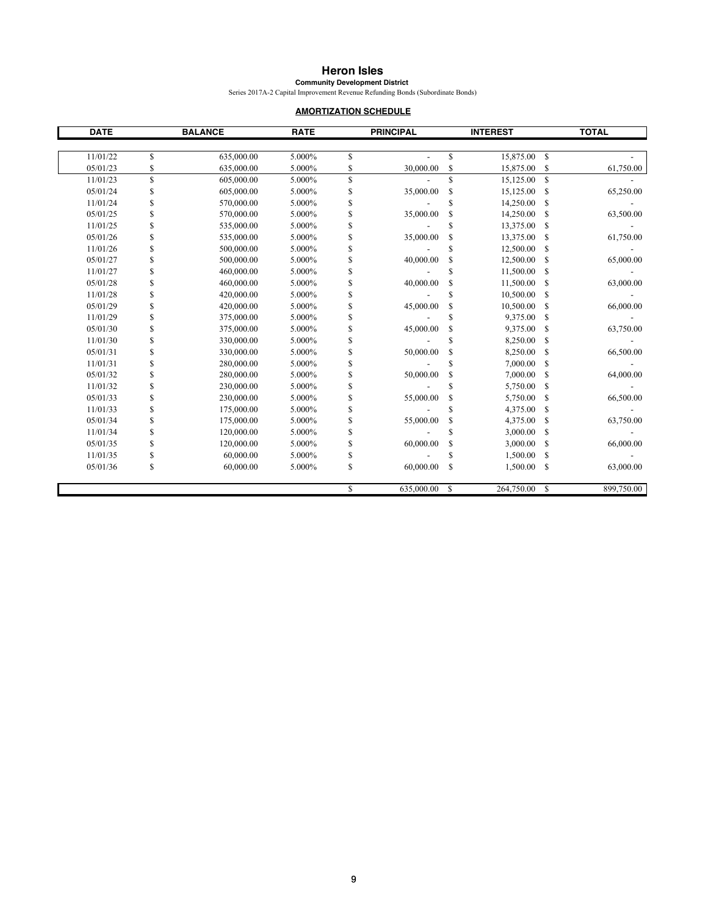# Heron Isles

**Community Development District**

Series 2017A-2 Capital Improvement Revenue Refunding Bonds (Subordinate Bonds)

**AMORTIZATION SCHEDULE**

| DATE | BALANCE | RATE | PRINCIPAL | INTEREST | TOTAL |
|---|---|---|---|---|---|
| 11/01/22 | $ 635,000.00 | 5.000% | $ - | $ 15,875.00 | $ - |
| 05/01/23 | $ 635,000.00 | 5.000% | $ 30,000.00 | $ 15,875.00 | $ 61,750.00 |
| 11/01/23 | $ 605,000.00 | 5.000% | $ - | $ 15,125.00 | $ - |
| 05/01/24 | $ 605,000.00 | 5.000% | $ 35,000.00 | $ 15,125.00 | $ 65,250.00 |
| 11/01/24 | $ 570,000.00 | 5.000% | $ - | $ 14,250.00 | $ - |
| 05/01/25 | $ 570,000.00 | 5.000% | $ 35,000.00 | $ 14,250.00 | $ 63,500.00 |
| 11/01/25 | $ 535,000.00 | 5.000% | $ - | $ 13,375.00 | $ - |
| 05/01/26 | $ 535,000.00 | 5.000% | $ 35,000.00 | $ 13,375.00 | $ 61,750.00 |
| 11/01/26 | $ 500,000.00 | 5.000% | $ - | $ 12,500.00 | $ - |
| 05/01/27 | $ 500,000.00 | 5.000% | $ 40,000.00 | $ 12,500.00 | $ 65,000.00 |
| 11/01/27 | $ 460,000.00 | 5.000% | $ - | $ 11,500.00 | $ - |
| 05/01/28 | $ 460,000.00 | 5.000% | $ 40,000.00 | $ 11,500.00 | $ 63,000.00 |
| 11/01/28 | $ 420,000.00 | 5.000% | $ - | $ 10,500.00 | $ - |
| 05/01/29 | $ 420,000.00 | 5.000% | $ 45,000.00 | $ 10,500.00 | $ 66,000.00 |
| 11/01/29 | $ 375,000.00 | 5.000% | $ - | $ 9,375.00 | $ - |
| 05/01/30 | $ 375,000.00 | 5.000% | $ 45,000.00 | $ 9,375.00 | $ 63,750.00 |
| 11/01/30 | $ 330,000.00 | 5.000% | $ - | $ 8,250.00 | $ - |
| 05/01/31 | $ 330,000.00 | 5.000% | $ 50,000.00 | $ 8,250.00 | $ 66,500.00 |
| 11/01/31 | $ 280,000.00 | 5.000% | $ - | $ 7,000.00 | $ - |
| 05/01/32 | $ 280,000.00 | 5.000% | $ 50,000.00 | $ 7,000.00 | $ 64,000.00 |
| 11/01/32 | $ 230,000.00 | 5.000% | $ - | $ 5,750.00 | $ - |
| 05/01/33 | $ 230,000.00 | 5.000% | $ 55,000.00 | $ 5,750.00 | $ 66,500.00 |
| 11/01/33 | $ 175,000.00 | 5.000% | $ - | $ 4,375.00 | $ - |
| 05/01/34 | $ 175,000.00 | 5.000% | $ 55,000.00 | $ 4,375.00 | $ 63,750.00 |
| 11/01/34 | $ 120,000.00 | 5.000% | $ - | $ 3,000.00 | $ - |
| 05/01/35 | $ 120,000.00 | 5.000% | $ 60,000.00 | $ 3,000.00 | $ 66,000.00 |
| 11/01/35 | $ 60,000.00 | 5.000% | $ - | $ 1,500.00 | $ - |
| 05/01/36 | $ 60,000.00 | 5.000% | $ 60,000.00 | $ 1,500.00 | $ 63,000.00 |
| | | | $ 635,000.00 | $ 264,750.00 | $ 899,750.00 |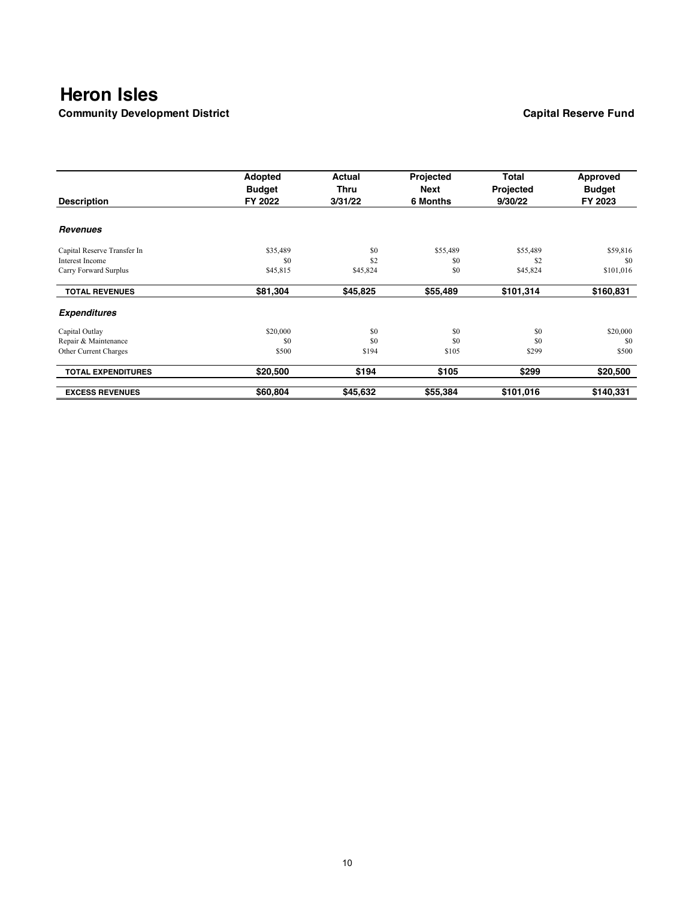# Heron Isles

**Community Development District**

**Capital Reserve Fund**

| Description | Adopted Budget FY 2022 | Actual Thru 3/31/22 | Projected Next 6 Months | Total Projected 9/30/22 | Approved Budget FY 2023 |
|---|---|---|---|---|---|
| ***Revenues*** | | | | | |
| Capital Reserve Transfer In | $35,489 | $0 | $55,489 | $55,489 | $59,816 |
| Interest Income | $0 | $2 | $0 | $2 | $0 |
| Carry Forward Surplus | $45,815 | $45,824 | $0 | $45,824 | $101,016 |
| **TOTAL REVENUES** | **$81,304** | **$45,825** | **$55,489** | **$101,314** | **$160,831** |
| ***Expenditures*** | | | | | |
| Capital Outlay | $20,000 | $0 | $0 | $0 | $20,000 |
| Repair & Maintenance | $0 | $0 | $0 | $0 | $0 |
| Other Current Charges | $500 | $194 | $105 | $299 | $500 |
| **TOTAL EXPENDITURES** | **$20,500** | **$194** | **$105** | **$299** | **$20,500** |
| **EXCESS REVENUES** | **$60,804** | **$45,632** | **$55,384** | **$101,016** | **$140,331** |